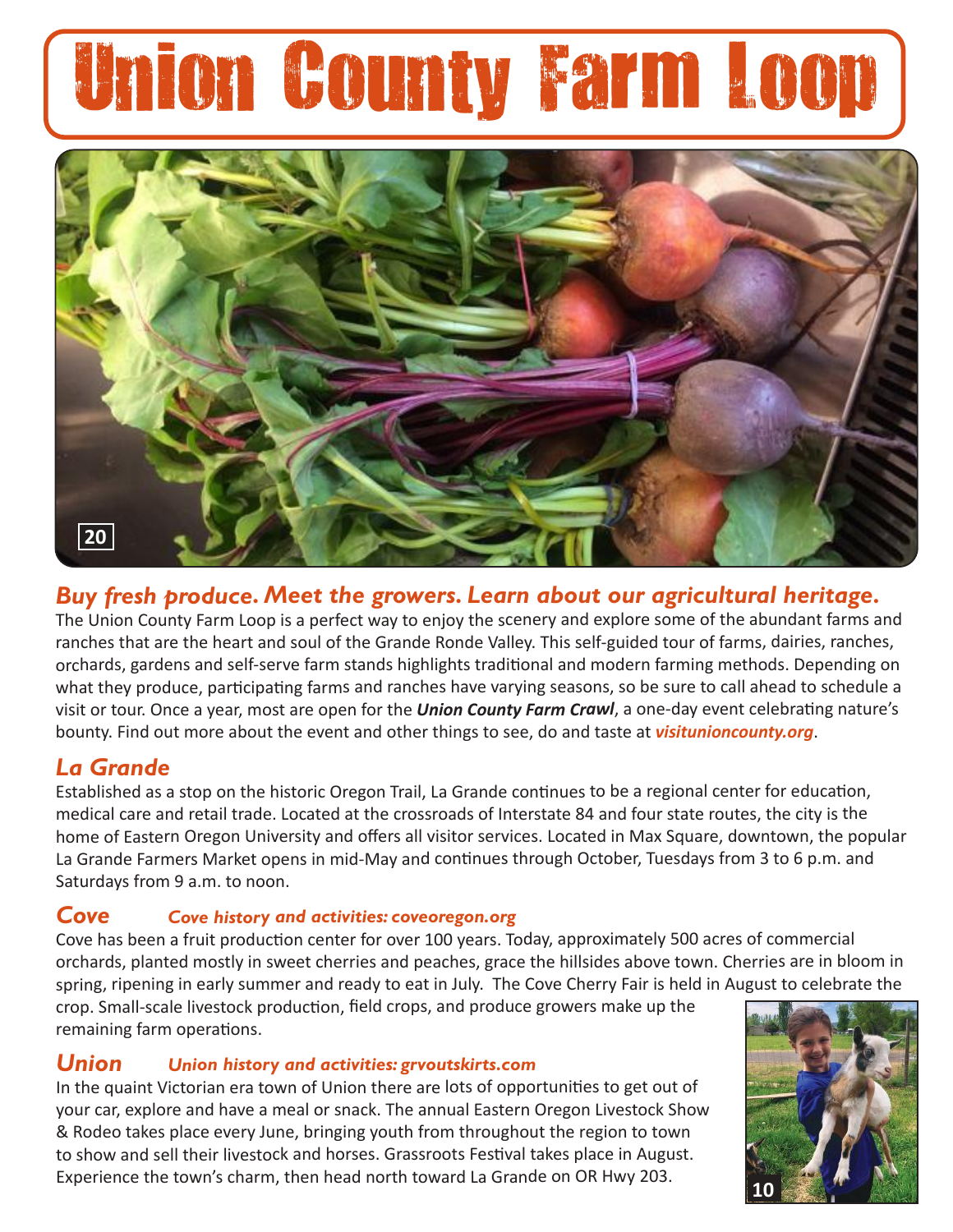# Union County Farm Loop

*Buy fresh produce. Meet the growers. Learn about our agricultural heritage.*

The Union County Farm Loop is a perfect way to enjoy the scenery and explore some of the abundant farms and ranches that are the heart and soul of the Grande Ronde Valley. This self-guided tour of farms, dairies, ranches, orchards, gardens and self-serve farm stands highlights traditional and modern farming methods. Depending on what they produce, participating farms and ranches have varying seasons, so be sure to call ahead to schedule a visit or tour. Once a year, most are open for the ***Union County Farm Crawl***, a one-day event celebrating nature's bounty. Find out more about the event and other things to see, do and taste at ***visitunioncounty.org***.

## *La Grande*

Established as a stop on the historic Oregon Trail, La Grande continues to be a regional center for education, medical care and retail trade. Located at the crossroads of Interstate 84 and four state routes, the city is the home of Eastern Oregon University and offers all visitor services. Located in Max Square, downtown, the popular La Grande Farmers Market opens in mid-May and continues through October, Tuesdays from 3 to 6 p.m. and Saturdays from 9 a.m. to noon.

## *Cove*

*Cove history and activities: coveoregon.org*

Cove has been a fruit production center for over 100 years. Today, approximately 500 acres of commercial orchards, planted mostly in sweet cherries and peaches, grace the hillsides above town. Cherries are in bloom in spring, ripening in early summer and ready to eat in July. The Cove Cherry Fair is held in August to celebrate the crop. Small-scale livestock production, field crops, and produce growers make up the remaining farm operations.

## *Union*

*Union history and activities: grvoutskirts.com*

In the quaint Victorian era town of Union there are lots of opportunities to get out of your car, explore and have a meal or snack. The annual Eastern Oregon Livestock Show & Rodeo takes place every June, bringing youth from throughout the region to town to show and sell their livestock and horses. Grassroots Festival takes place in August. Experience the town's charm, then head north toward La Grande on OR Hwy 203.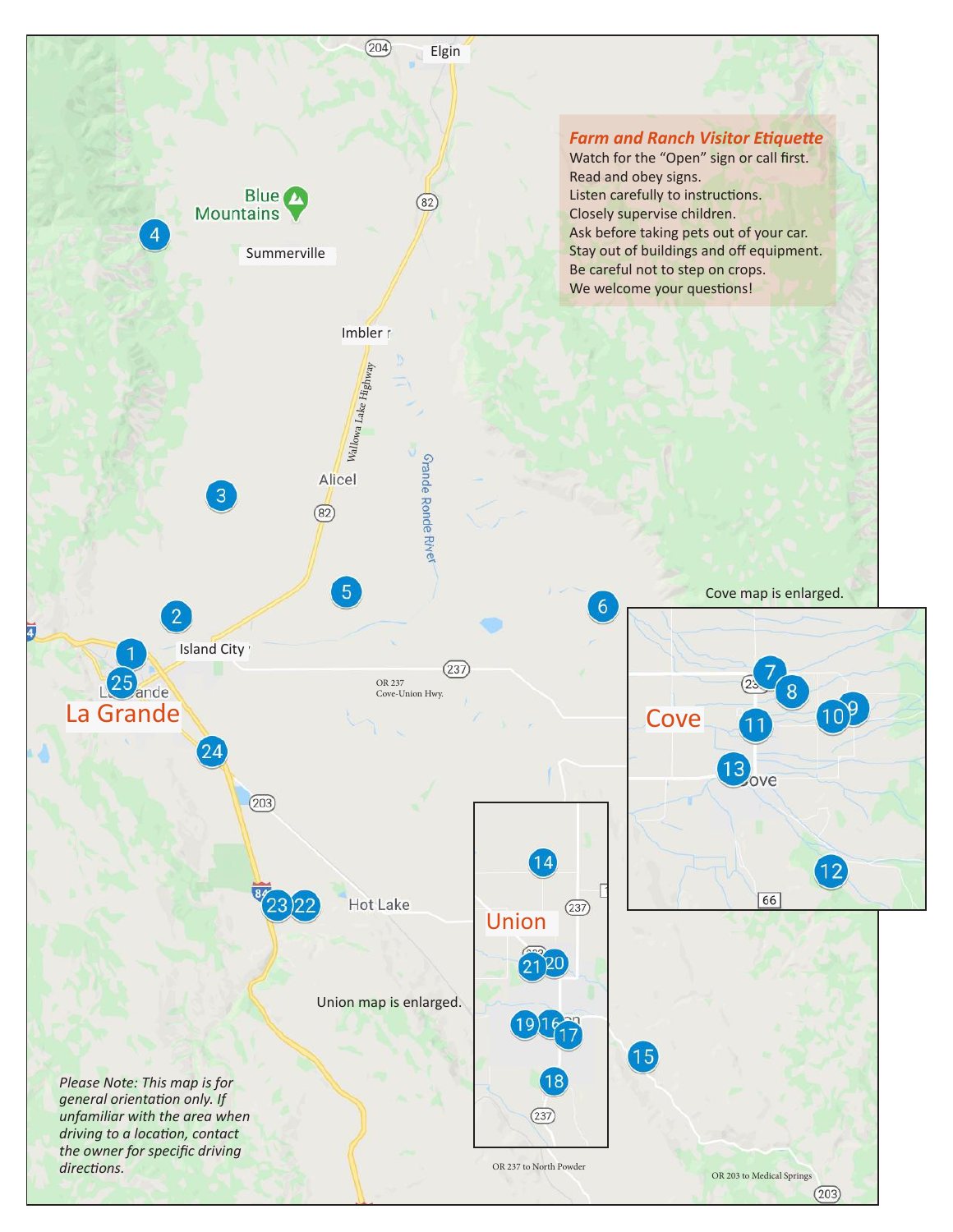### *Farm and Ranch Visitor Etiquette*

Watch for the "Open" sign or call first.
Read and obey signs.
Listen carefully to instructions.
Closely supervise children.
Ask before taking pets out of your car.
Stay out of buildings and off equipment.
Be careful not to step on crops.
We welcome your questions!

Elgin

Blue Mountains

Summerville

Imbler

Wallowa Lake Highway

Alicel

Grande Ronde River

Island City

La Grande

OR 237 Cove-Union Hwy.

Hot Lake

Cove map is enlarged.

Cove

Union

Union map is enlarged.

OR 237 to North Powder

OR 203 to Medical Springs

*Please Note: This map is for general orientation only. If unfamiliar with the area when driving to a location, contact the owner for specific driving directions.*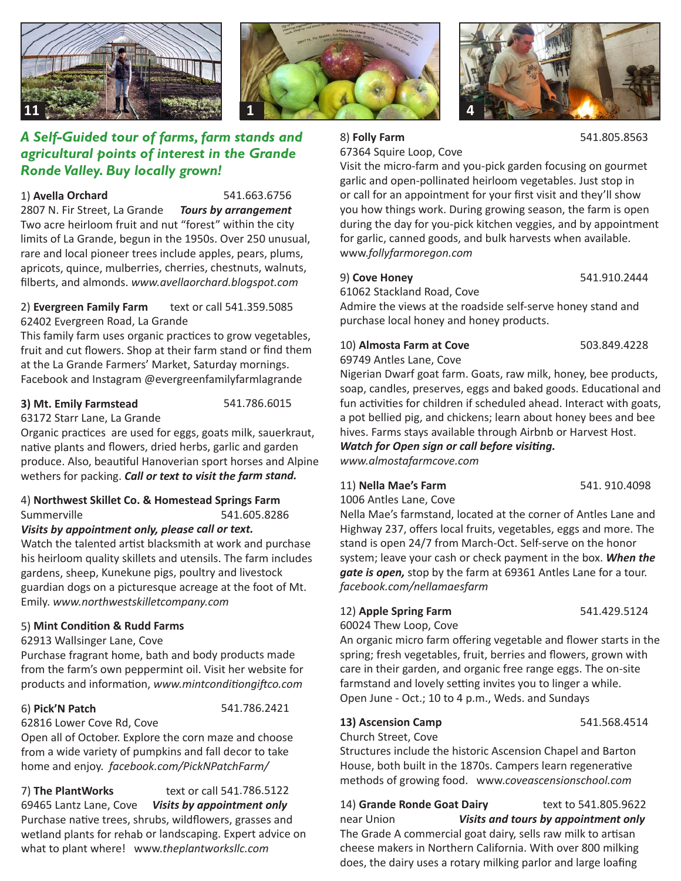## *A Self-Guided tour of farms, farm stands and agricultural points of interest in the Grande Ronde Valley. Buy locally grown!*

1) **Avella Orchard** 541.663.6756
2807 N. Fir Street, La Grande ***Tours by arrangement***
Two acre heirloom fruit and nut "forest" within the city limits of La Grande, begun in the 1950s. Over 250 unusual, rare and local pioneer trees include apples, pears, plums, apricots, quince, mulberries, cherries, chestnuts, walnuts, filberts, and almonds. *www.avellaorchard.blogspot.com*

2) **Evergreen Family Farm** text or call 541.359.5085
62402 Evergreen Road, La Grande
This family farm uses organic practices to grow vegetables, fruit and cut flowers. Shop at their farm stand or find them at the La Grande Farmers' Market, Saturday mornings. Facebook and Instagram @evergreenfamilyfarmlagrande

**3) Mt. Emily Farmstead** 541.786.6015
63172 Starr Lane, La Grande
Organic practices are used for eggs, goats milk, sauerkraut, native plants and flowers, dried herbs, garlic and garden produce. Also, beautiful Hanoverian sport horses and Alpine wethers for packing. ***Call or text to visit the farm stand.***

4) **Northwest Skillet Co. & Homestead Springs Farm**
Summerville 541.605.8286
***Visits by appointment only, please call or text.***
Watch the talented artist blacksmith at work and purchase his heirloom quality skillets and utensils. The farm includes gardens, sheep, Kunekune pigs, poultry and livestock guardian dogs on a picturesque acreage at the foot of Mt. Emily. *www.northwestskilletcompany.com*

5) **Mint Condition & Rudd Farms**
62913 Wallsinger Lane, Cove
Purchase fragrant home, bath and body products made from the farm's own peppermint oil. Visit her website for products and information, *www.mintconditiongiftco.com*

6) **Pick'N Patch** 541.786.2421
62816 Lower Cove Rd, Cove
Open all of October. Explore the corn maze and choose from a wide variety of pumpkins and fall decor to take home and enjoy. *facebook.com/PickNPatchFarm/*

7) **The PlantWorks** text or call 541.786.5122
69465 Lantz Lane, Cove ***Visits by appointment only***
Purchase native trees, shrubs, wildflowers, grasses and wetland plants for rehab or landscaping. Expert advice on what to plant where! www.*theplantworksllc.com*

8) **Folly Farm** 541.805.8563
67364 Squire Loop, Cove
Visit the micro-farm and you-pick garden focusing on gourmet garlic and open-pollinated heirloom vegetables. Just stop in or call for an appointment for your first visit and they'll show you how things work. During growing season, the farm is open during the day for you-pick kitchen veggies, and by appointment for garlic, canned goods, and bulk harvests when available. www.*follyfarmoregon.com*

9) **Cove Honey** 541.910.2444
61062 Stackland Road, Cove
Admire the views at the roadside self-serve honey stand and purchase local honey and honey products.

10) **Almosta Farm at Cove** 503.849.4228
69749 Antles Lane, Cove
Nigerian Dwarf goat farm. Goats, raw milk, honey, bee products, soap, candles, preserves, eggs and baked goods. Educational and fun activities for children if scheduled ahead. Interact with goats, a pot bellied pig, and chickens; learn about honey bees and bee hives. Farms stays available through Airbnb or Harvest Host.
***Watch for Open sign or call before visiting.***
*www.almostafarmcove.com*

11) **Nella Mae's Farm** 541. 910.4098
1006 Antles Lane, Cove
Nella Mae's farmstand, located at the corner of Antles Lane and Highway 237, offers local fruits, vegetables, eggs and more. The stand is open 24/7 from March-Oct. Self-serve on the honor system; leave your cash or check payment in the box. ***When the gate is open,*** stop by the farm at 69361 Antles Lane for a tour. *facebook.com/nellamaesfarm*

12) **Apple Spring Farm** 541.429.5124
60024 Thew Loop, Cove
An organic micro farm offering vegetable and flower starts in the spring; fresh vegetables, fruit, berries and flowers, grown with care in their garden, and organic free range eggs. The on-site farmstand and lovely setting invites you to linger a while.
Open June - Oct.; 10 to 4 p.m., Weds. and Sundays

**13) Ascension Camp** 541.568.4514
Church Street, Cove
Structures include the historic Ascension Chapel and Barton House, both built in the 1870s. Campers learn regenerative methods of growing food. www.*coveascensionschool.com*

14) **Grande Ronde Goat Dairy** text to 541.805.9622
near Union ***Visits and tours by appointment only***
The Grade A commercial goat dairy, sells raw milk to artisan cheese makers in Northern California. With over 800 milking does, the dairy uses a rotary milking parlor and large loafing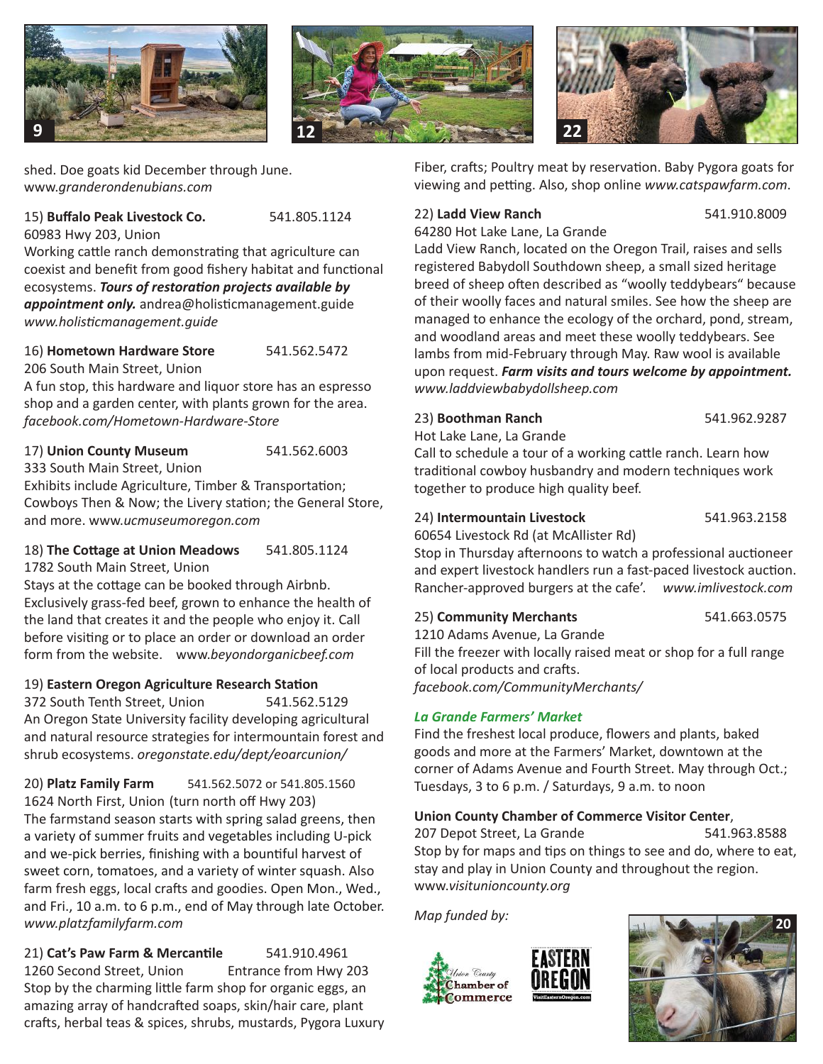shed. Doe goats kid December through June. www.*granderondenubians.com*

15) **Buffalo Peak Livestock Co.** 541.805.1124
60983 Hwy 203, Union
Working cattle ranch demonstrating that agriculture can coexist and benefit from good fishery habitat and functional ecosystems. ***Tours of restoration projects available by appointment only.*** andrea@holisticmanagement.guide *www.holisticmanagement.guide*

16) **Hometown Hardware Store** 541.562.5472
206 South Main Street, Union
A fun stop, this hardware and liquor store has an espresso shop and a garden center, with plants grown for the area. *facebook.com/Hometown-Hardware-Store*

17) **Union County Museum** 541.562.6003
333 South Main Street, Union
Exhibits include Agriculture, Timber & Transportation; Cowboys Then & Now; the Livery station; the General Store, and more. www.*ucmuseumoregon.com*

18) **The Cottage at Union Meadows** 541.805.1124
1782 South Main Street, Union
Stays at the cottage can be booked through Airbnb. Exclusively grass-fed beef, grown to enhance the health of the land that creates it and the people who enjoy it. Call before visiting or to place an order or download an order form from the website. www.*beyondorganicbeef.com*

19) **Eastern Oregon Agriculture Research Station**
372 South Tenth Street, Union 541.562.5129
An Oregon State University facility developing agricultural and natural resource strategies for intermountain forest and shrub ecosystems. *oregonstate.edu/dept/eoarcunion/*

20) **Platz Family Farm** 541.562.5072 or 541.805.1560
1624 North First, Union (turn north off Hwy 203)
The farmstand season starts with spring salad greens, then a variety of summer fruits and vegetables including U-pick and we-pick berries, finishing with a bountiful harvest of sweet corn, tomatoes, and a variety of winter squash. Also farm fresh eggs, local crafts and goodies. Open Mon., Wed., and Fri., 10 a.m. to 6 p.m., end of May through late October. *www.platzfamilyfarm.com*

21) **Cat's Paw Farm & Mercantile** 541.910.4961
1260 Second Street, Union Entrance from Hwy 203
Stop by the charming little farm shop for organic eggs, an amazing array of handcrafted soaps, skin/hair care, plant crafts, herbal teas & spices, shrubs, mustards, Pygora Luxury Fiber, crafts; Poultry meat by reservation. Baby Pygora goats for viewing and petting. Also, shop online *www.catspawfarm.com*.

22) **Ladd View Ranch** 541.910.8009
64280 Hot Lake Lane, La Grande
Ladd View Ranch, located on the Oregon Trail, raises and sells registered Babydoll Southdown sheep, a small sized heritage breed of sheep often described as "woolly teddybears" because of their woolly faces and natural smiles. See how the sheep are managed to enhance the ecology of the orchard, pond, stream, and woodland areas and meet these woolly teddybears. See lambs from mid-February through May. Raw wool is available upon request. ***Farm visits and tours welcome by appointment.*** *www.laddviewbabydollsheep.com*

23) **Boothman Ranch** 541.962.9287
Hot Lake Lane, La Grande
Call to schedule a tour of a working cattle ranch. Learn how traditional cowboy husbandry and modern techniques work together to produce high quality beef.

24) **Intermountain Livestock** 541.963.2158
60654 Livestock Rd (at McAllister Rd)
Stop in Thursday afternoons to watch a professional auctioneer and expert livestock handlers run a fast-paced livestock auction. Rancher-approved burgers at the cafe'. *www.imlivestock.com*

25) **Community Merchants** 541.663.0575
1210 Adams Avenue, La Grande
Fill the freezer with locally raised meat or shop for a full range of local products and crafts.
*facebook.com/CommunityMerchants/*

***La Grande Farmers' Market***
Find the freshest local produce, flowers and plants, baked goods and more at the Farmers' Market, downtown at the corner of Adams Avenue and Fourth Street. May through Oct.; Tuesdays, 3 to 6 p.m. / Saturdays, 9 a.m. to noon

**Union County Chamber of Commerce Visitor Center**,
207 Depot Street, La Grande 541.963.8588
Stop by for maps and tips on things to see and do, where to eat, stay and play in Union County and throughout the region. www.*visitunioncounty.org*

*Map funded by:*

Union County Chamber of Commerce

EASTERN OREGON
VisitEasternOregon.com